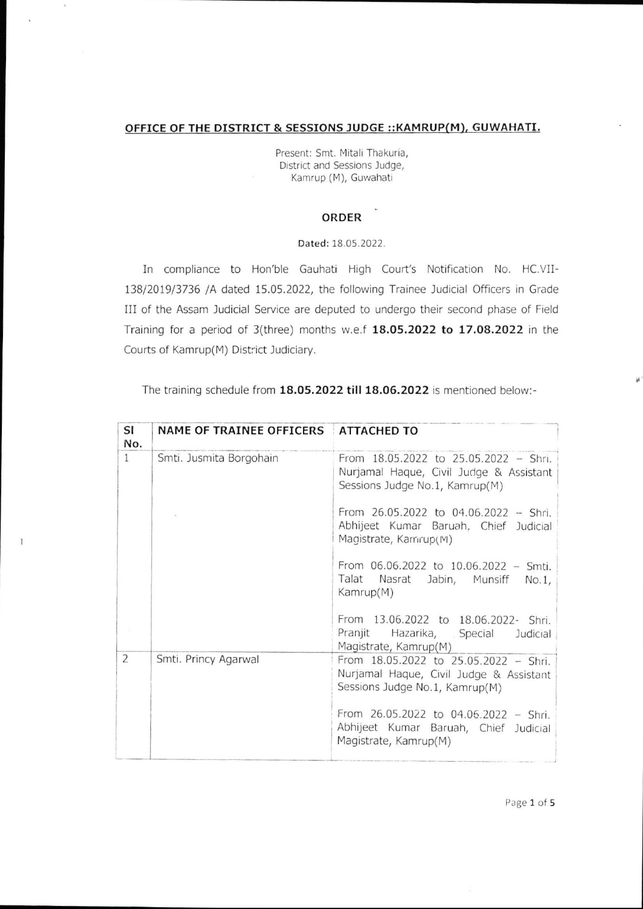**OFFICE OF THE DISTRICT & SESSIONS JUDGE ::KAMRUP(M), GUWAHATI.**

Present: Smt. Mitali Thakuria,
District and Sessions Judge,
Kamrup (M), Guwahati

## ORDER

Dated: 18.05.2022.

In compliance to Hon'ble Gauhati High Court's Notification No. HC.VII-138/2019/3736 /A dated 15.05.2022, the following Trainee Judicial Officers in Grade III of the Assam Judicial Service are deputed to undergo their second phase of Field Training for a period of 3(three) months w.e.f **18.05.2022 to 17.08.2022** in the Courts of Kamrup(M) District Judiciary.

The training schedule from **18.05.2022 till 18.06.2022** is mentioned below:-

| Sl No. | NAME OF TRAINEE OFFICERS | ATTACHED TO |
|---|---|---|
| 1 | Smti. Jusmita Borgohain | From 18.05.2022 to 25.05.2022 – Shri. Nurjamal Haque, Civil Judge & Assistant Sessions Judge No.1, Kamrup(M)<br><br>From 26.05.2022 to 04.06.2022 – Shri. Abhijeet Kumar Baruah, Chief Judicial Magistrate, Kamrup(M)<br><br>From 06.06.2022 to 10.06.2022 – Smti. Talat Nasrat Jabin, Munsiff No.1, Kamrup(M)<br><br>From 13.06.2022 to 18.06.2022- Shri. Pranjit Hazarika, Special Judicial Magistrate, Kamrup(M) |
| 2 | Smti. Princy Agarwal | From 18.05.2022 to 25.05.2022 – Shri. Nurjamal Haque, Civil Judge & Assistant Sessions Judge No.1, Kamrup(M)<br><br>From 26.05.2022 to 04.06.2022 – Shri. Abhijeet Kumar Baruah, Chief Judicial Magistrate, Kamrup(M) |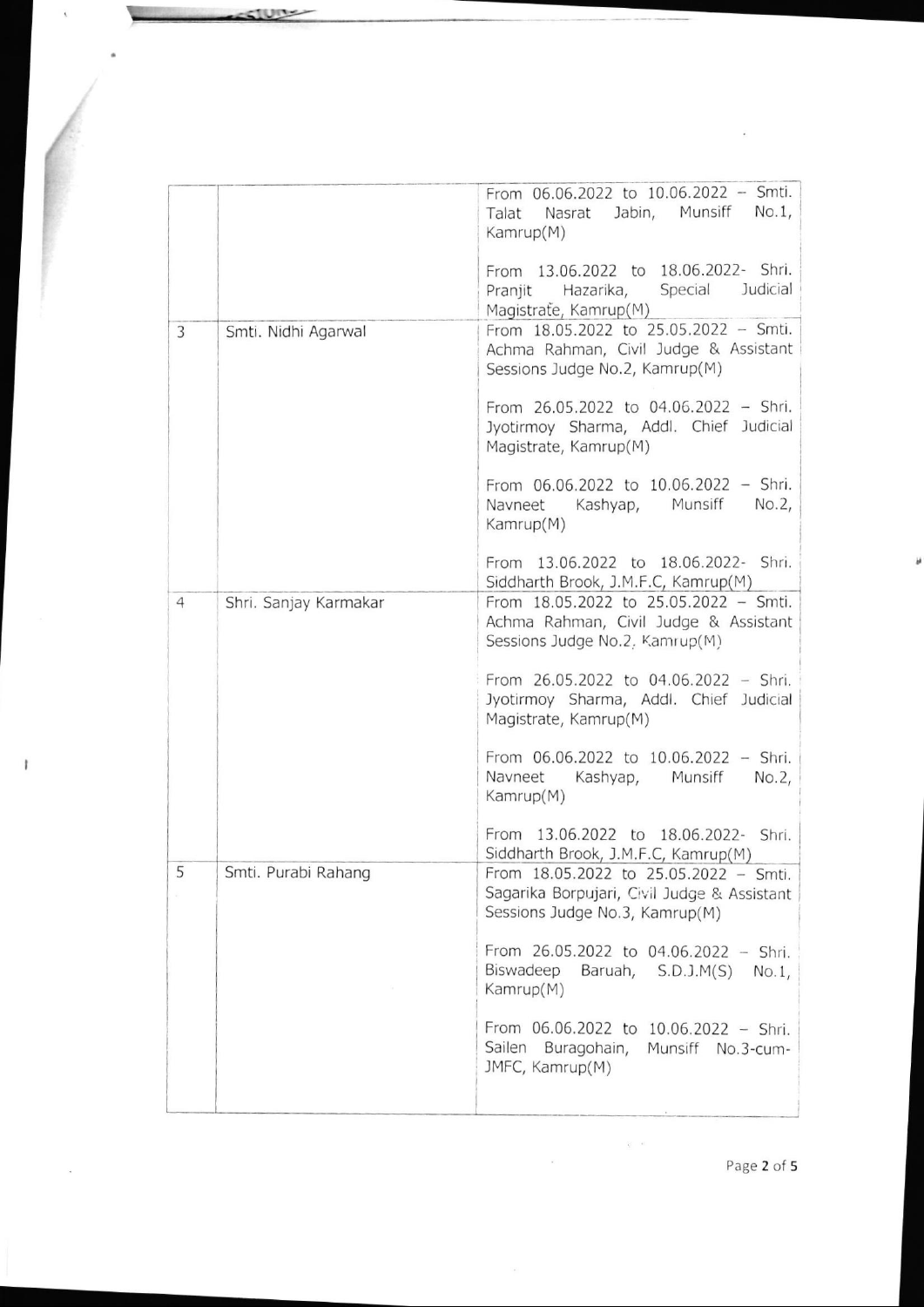| | | |
|---|---|---|
| | | From 06.06.2022 to 10.06.2022 – Smti. Talat Nasrat Jabin, Munsiff No.1, Kamrup(M)<br><br>From 13.06.2022 to 18.06.2022- Shri. Pranjit Hazarika, Special Judicial Magistrate, Kamrup(M) |
| 3 | Smti. Nidhi Agarwal | From 18.05.2022 to 25.05.2022 – Smti. Achma Rahman, Civil Judge & Assistant Sessions Judge No.2, Kamrup(M)<br><br>From 26.05.2022 to 04.06.2022 – Shri. Jyotirmoy Sharma, Addl. Chief Judicial Magistrate, Kamrup(M)<br><br>From 06.06.2022 to 10.06.2022 – Shri. Navneet Kashyap, Munsiff No.2, Kamrup(M)<br><br>From 13.06.2022 to 18.06.2022- Shri. Siddharth Brook, J.M.F.C, Kamrup(M) |
| 4 | Shri. Sanjay Karmakar | From 18.05.2022 to 25.05.2022 – Smti. Achma Rahman, Civil Judge & Assistant Sessions Judge No.2, Kamrup(M)<br><br>From 26.05.2022 to 04.06.2022 – Shri. Jyotirmoy Sharma, Addl. Chief Judicial Magistrate, Kamrup(M)<br><br>From 06.06.2022 to 10.06.2022 – Shri. Navneet Kashyap, Munsiff No.2, Kamrup(M)<br><br>From 13.06.2022 to 18.06.2022- Shri. Siddharth Brook, J.M.F.C, Kamrup(M) |
| 5 | Smti. Purabi Rahang | From 18.05.2022 to 25.05.2022 – Smti. Sagarika Borpujari, Civil Judge & Assistant Sessions Judge No.3, Kamrup(M)<br><br>From 26.05.2022 to 04.06.2022 – Shri. Biswadeep Baruah, S.D.J.M(S) No.1, Kamrup(M)<br><br>From 06.06.2022 to 10.06.2022 – Shri. Sailen Buragohain, Munsiff No.3-cum-JMFC, Kamrup(M) |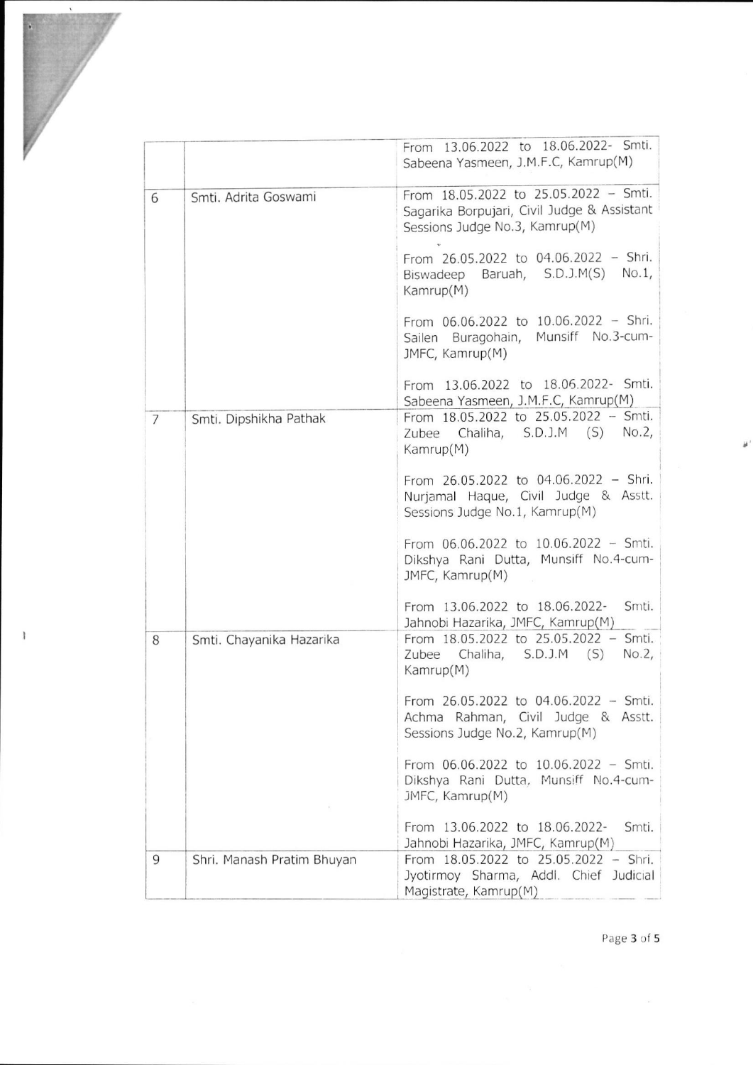|   |   |   |
|---|---|---|
|   |   | From 13.06.2022 to 18.06.2022- Smti. Sabeena Yasmeen, J.M.F.C, Kamrup(M) |
| 6 | Smti. Adrita Goswami | From 18.05.2022 to 25.05.2022 – Smti. Sagarika Borpujari, Civil Judge & Assistant Sessions Judge No.3, Kamrup(M)<br><br>From 26.05.2022 to 04.06.2022 – Shri. Biswadeep Baruah, S.D.J.M(S) No.1, Kamrup(M)<br><br>From 06.06.2022 to 10.06.2022 – Shri. Sailen Buragohain, Munsiff No.3-cum-JMFC, Kamrup(M)<br><br>From 13.06.2022 to 18.06.2022- Smti. Sabeena Yasmeen, J.M.F.C, Kamrup(M) |
| 7 | Smti. Dipshikha Pathak | From 18.05.2022 to 25.05.2022 – Smti. Zubee Chaliha, S.D.J.M (S) No.2, Kamrup(M)<br><br>From 26.05.2022 to 04.06.2022 – Shri. Nurjamal Haque, Civil Judge & Asstt. Sessions Judge No.1, Kamrup(M)<br><br>From 06.06.2022 to 10.06.2022 – Smti. Dikshya Rani Dutta, Munsiff No.4-cum-JMFC, Kamrup(M)<br><br>From 13.06.2022 to 18.06.2022- Smti. Jahnobi Hazarika, JMFC, Kamrup(M) |
| 8 | Smti. Chayanika Hazarika | From 18.05.2022 to 25.05.2022 – Smti. Zubee Chaliha, S.D.J.M (S) No.2, Kamrup(M)<br><br>From 26.05.2022 to 04.06.2022 – Smti. Achma Rahman, Civil Judge & Asstt. Sessions Judge No.2, Kamrup(M)<br><br>From 06.06.2022 to 10.06.2022 – Smti. Dikshya Rani Dutta, Munsiff No.4-cum-JMFC, Kamrup(M)<br><br>From 13.06.2022 to 18.06.2022- Smti. Jahnobi Hazarika, JMFC, Kamrup(M) |
| 9 | Shri. Manash Pratim Bhuyan | From 18.05.2022 to 25.05.2022 – Shri. Jyotirmoy Sharma, Addl. Chief Judicial Magistrate, Kamrup(M) |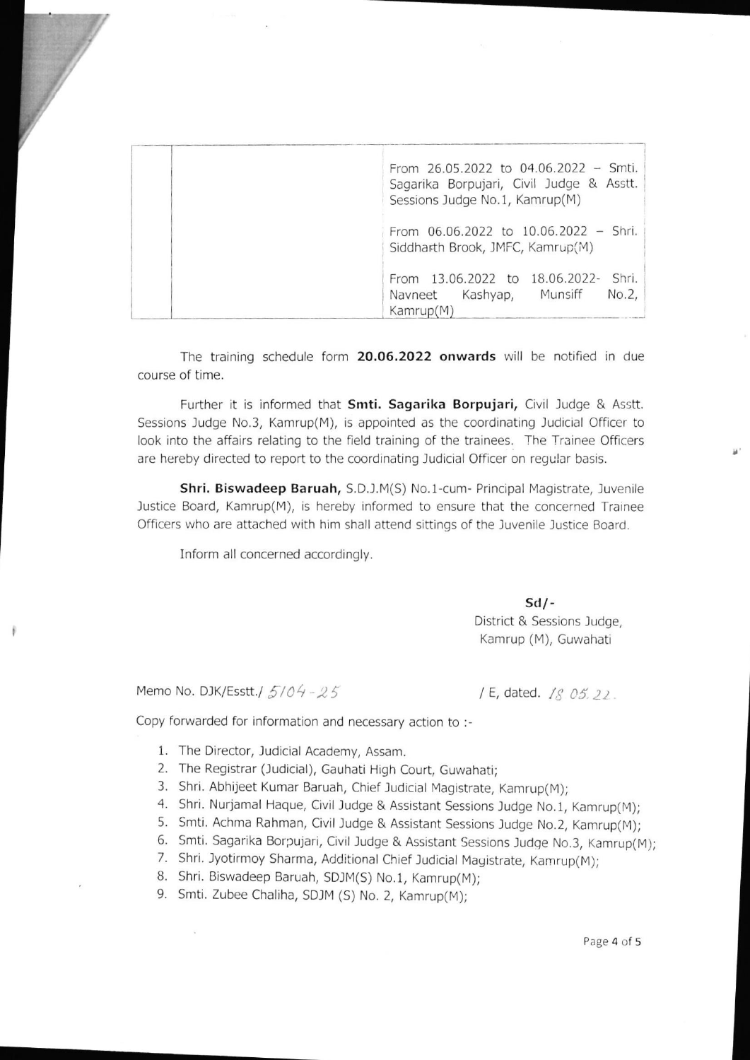| | | |
|---|---|---|
| | | From 26.05.2022 to 04.06.2022 – Smti. Sagarika Borpujari, Civil Judge & Asstt. Sessions Judge No.1, Kamrup(M)<br><br>From 06.06.2022 to 10.06.2022 – Shri. Siddharth Brook, JMFC, Kamrup(M)<br><br>From 13.06.2022 to 18.06.2022- Shri. Navneet Kashyap, Munsiff No.2, Kamrup(M) |

The training schedule form **20.06.2022 onwards** will be notified in due course of time.

Further it is informed that **Smti. Sagarika Borpujari,** Civil Judge & Asstt. Sessions Judge No.3, Kamrup(M), is appointed as the coordinating Judicial Officer to look into the affairs relating to the field training of the trainees. The Trainee Officers are hereby directed to report to the coordinating Judicial Officer on regular basis.

**Shri. Biswadeep Baruah,** S.D.J.M(S) No.1-cum- Principal Magistrate, Juvenile Justice Board, Kamrup(M), is hereby informed to ensure that the concerned Trainee Officers who are attached with him shall attend sittings of the Juvenile Justice Board.

Inform all concerned accordingly.

**Sd/-**
District & Sessions Judge,
Kamrup (M), Guwahati

Memo No. DJK/Esstt./ 5104-25 / E, dated. 18.05.22.

Copy forwarded for information and necessary action to :-

1. The Director, Judicial Academy, Assam.
2. The Registrar (Judicial), Gauhati High Court, Guwahati;
3. Shri. Abhijeet Kumar Baruah, Chief Judicial Magistrate, Kamrup(M);
4. Shri. Nurjamal Haque, Civil Judge & Assistant Sessions Judge No.1, Kamrup(M);
5. Smti. Achma Rahman, Civil Judge & Assistant Sessions Judge No.2, Kamrup(M);
6. Smti. Sagarika Borpujari, Civil Judge & Assistant Sessions Judge No.3, Kamrup(M);
7. Shri. Jyotirmoy Sharma, Additional Chief Judicial Magistrate, Kamrup(M);
8. Shri. Biswadeep Baruah, SDJM(S) No.1, Kamrup(M);
9. Smti. Zubee Chaliha, SDJM (S) No. 2, Kamrup(M);